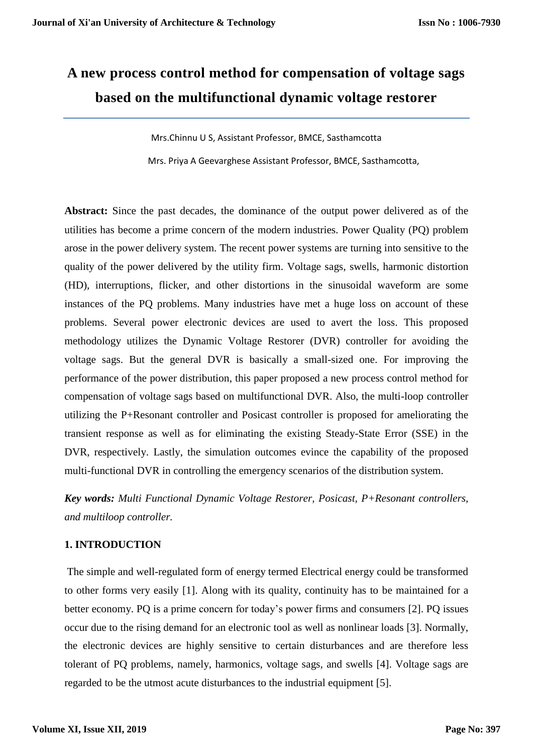# A new process control method for compensation of voltage sags based on the multifunctional dynamic voltage restorer

Mrs.Chinnu U S, Assistant Professor, BMCE, Sasthamcotta

Mrs. Priya A Geevarghese Assistant Professor, BMCE, Sasthamcotta,

**Abstract:** Since the past decades, the dominance of the output power delivered as of the utilities has become a prime concern of the modern industries. Power Quality (PQ) problem arose in the power delivery system. The recent power systems are turning into sensitive to the quality of the power delivered by the utility firm. Voltage sags, swells, harmonic distortion (HD), interruptions, flicker, and other distortions in the sinusoidal waveform are some instances of the PQ problems. Many industries have met a huge loss on account of these problems. Several power electronic devices are used to avert the loss. This proposed methodology utilizes the Dynamic Voltage Restorer (DVR) controller for avoiding the voltage sags. But the general DVR is basically a small-sized one. For improving the performance of the power distribution, this paper proposed a new process control method for compensation of voltage sags based on multifunctional DVR. Also, the multi-loop controller utilizing the P+Resonant controller and Posicast controller is proposed for ameliorating the transient response as well as for eliminating the existing Steady-State Error (SSE) in the DVR, respectively. Lastly, the simulation outcomes evince the capability of the proposed multi-functional DVR in controlling the emergency scenarios of the distribution system.

***Key words:*** *Multi Functional Dynamic Voltage Restorer, Posicast, P+Resonant controllers, and multiloop controller.*

## 1. INTRODUCTION

The simple and well-regulated form of energy termed Electrical energy could be transformed to other forms very easily [1]. Along with its quality, continuity has to be maintained for a better economy. PQ is a prime concern for today's power firms and consumers [2]. PQ issues occur due to the rising demand for an electronic tool as well as nonlinear loads [3]. Normally, the electronic devices are highly sensitive to certain disturbances and are therefore less tolerant of PQ problems, namely, harmonics, voltage sags, and swells [4]. Voltage sags are regarded to be the utmost acute disturbances to the industrial equipment [5].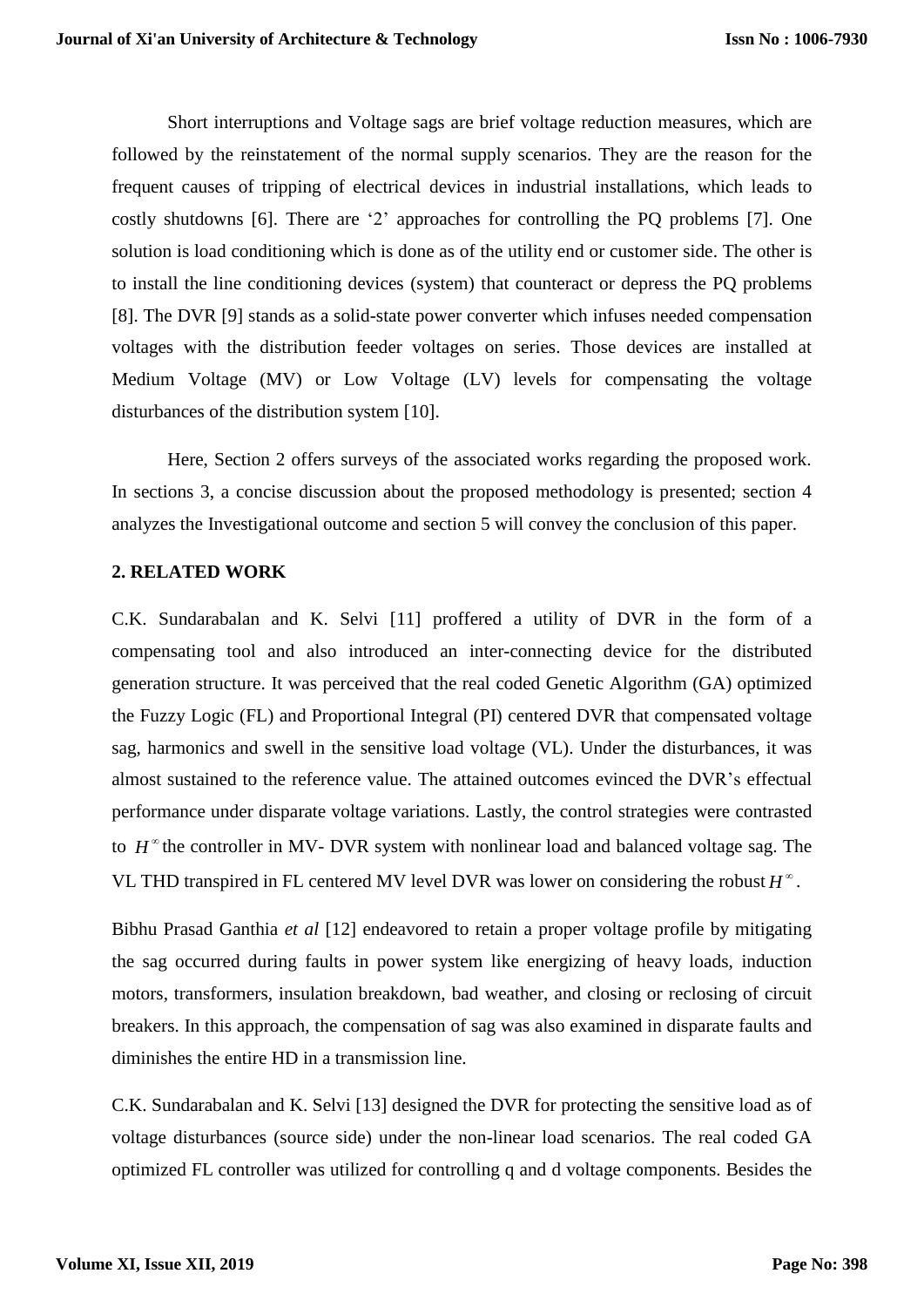Short interruptions and Voltage sags are brief voltage reduction measures, which are followed by the reinstatement of the normal supply scenarios. They are the reason for the frequent causes of tripping of electrical devices in industrial installations, which leads to costly shutdowns [6]. There are '2' approaches for controlling the PQ problems [7]. One solution is load conditioning which is done as of the utility end or customer side. The other is to install the line conditioning devices (system) that counteract or depress the PQ problems [8]. The DVR [9] stands as a solid-state power converter which infuses needed compensation voltages with the distribution feeder voltages on series. Those devices are installed at Medium Voltage (MV) or Low Voltage (LV) levels for compensating the voltage disturbances of the distribution system [10].

Here, Section 2 offers surveys of the associated works regarding the proposed work. In sections 3, a concise discussion about the proposed methodology is presented; section 4 analyzes the Investigational outcome and section 5 will convey the conclusion of this paper.

## 2. RELATED WORK

C.K. Sundarabalan and K. Selvi [11] proffered a utility of DVR in the form of a compensating tool and also introduced an inter-connecting device for the distributed generation structure. It was perceived that the real coded Genetic Algorithm (GA) optimized the Fuzzy Logic (FL) and Proportional Integral (PI) centered DVR that compensated voltage sag, harmonics and swell in the sensitive load voltage (VL). Under the disturbances, it was almost sustained to the reference value. The attained outcomes evinced the DVR's effectual performance under disparate voltage variations. Lastly, the control strategies were contrasted to $H^{\infty}$ the controller in MV- DVR system with nonlinear load and balanced voltage sag. The VL THD transpired in FL centered MV level DVR was lower on considering the robust $H^{\infty}$.

Bibhu Prasad Ganthia *et al* [12] endeavored to retain a proper voltage profile by mitigating the sag occurred during faults in power system like energizing of heavy loads, induction motors, transformers, insulation breakdown, bad weather, and closing or reclosing of circuit breakers. In this approach, the compensation of sag was also examined in disparate faults and diminishes the entire HD in a transmission line.

C.K. Sundarabalan and K. Selvi [13] designed the DVR for protecting the sensitive load as of voltage disturbances (source side) under the non-linear load scenarios. The real coded GA optimized FL controller was utilized for controlling q and d voltage components. Besides the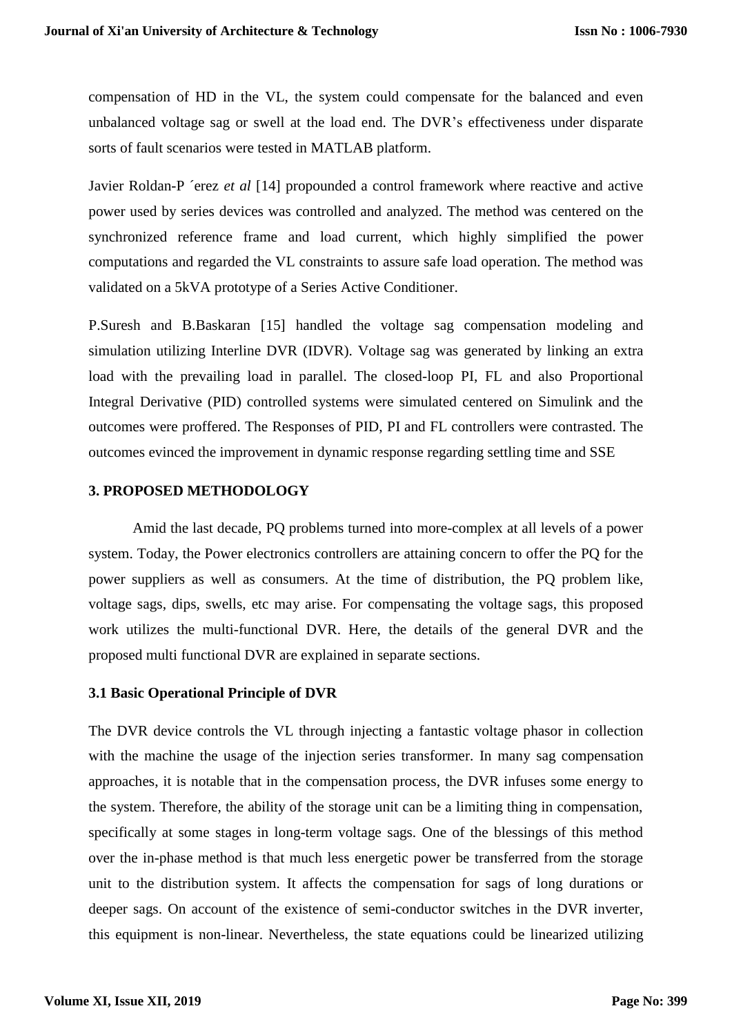compensation of HD in the VL, the system could compensate for the balanced and even unbalanced voltage sag or swell at the load end. The DVR's effectiveness under disparate sorts of fault scenarios were tested in MATLAB platform.

Javier Roldan-P ´erez *et al* [14] propounded a control framework where reactive and active power used by series devices was controlled and analyzed. The method was centered on the synchronized reference frame and load current, which highly simplified the power computations and regarded the VL constraints to assure safe load operation. The method was validated on a 5kVA prototype of a Series Active Conditioner.

P.Suresh and B.Baskaran [15] handled the voltage sag compensation modeling and simulation utilizing Interline DVR (IDVR). Voltage sag was generated by linking an extra load with the prevailing load in parallel. The closed-loop PI, FL and also Proportional Integral Derivative (PID) controlled systems were simulated centered on Simulink and the outcomes were proffered. The Responses of PID, PI and FL controllers were contrasted. The outcomes evinced the improvement in dynamic response regarding settling time and SSE

## 3. PROPOSED METHODOLOGY

Amid the last decade, PQ problems turned into more-complex at all levels of a power system. Today, the Power electronics controllers are attaining concern to offer the PQ for the power suppliers as well as consumers. At the time of distribution, the PQ problem like, voltage sags, dips, swells, etc may arise. For compensating the voltage sags, this proposed work utilizes the multi-functional DVR. Here, the details of the general DVR and the proposed multi functional DVR are explained in separate sections.

### 3.1 Basic Operational Principle of DVR

The DVR device controls the VL through injecting a fantastic voltage phasor in collection with the machine the usage of the injection series transformer. In many sag compensation approaches, it is notable that in the compensation process, the DVR infuses some energy to the system. Therefore, the ability of the storage unit can be a limiting thing in compensation, specifically at some stages in long-term voltage sags. One of the blessings of this method over the in-phase method is that much less energetic power be transferred from the storage unit to the distribution system. It affects the compensation for sags of long durations or deeper sags. On account of the existence of semi-conductor switches in the DVR inverter, this equipment is non-linear. Nevertheless, the state equations could be linearized utilizing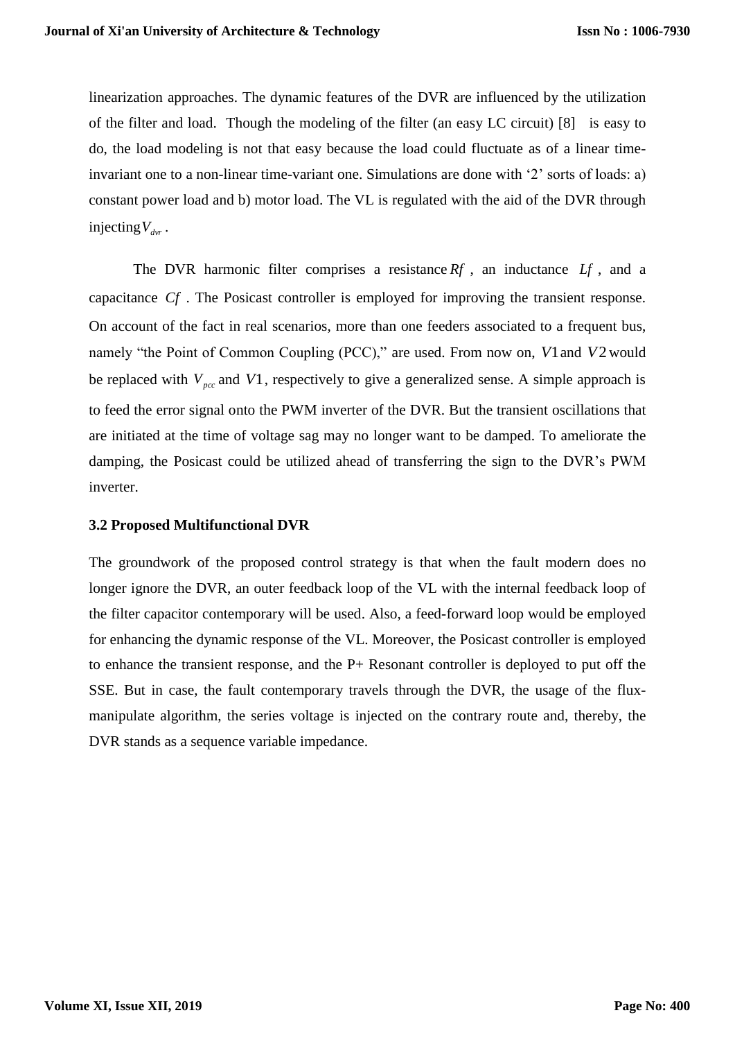linearization approaches. The dynamic features of the DVR are influenced by the utilization of the filter and load. Though the modeling of the filter (an easy LC circuit) [8] is easy to do, the load modeling is not that easy because the load could fluctuate as of a linear time-invariant one to a non-linear time-variant one. Simulations are done with '2' sorts of loads: a) constant power load and b) motor load. The VL is regulated with the aid of the DVR through injecting $V_{dvr}$.

The DVR harmonic filter comprises a resistance $Rf$, an inductance $Lf$, and a capacitance $Cf$. The Posicast controller is employed for improving the transient response. On account of the fact in real scenarios, more than one feeders associated to a frequent bus, namely "the Point of Common Coupling (PCC)," are used. From now on, $V1$ and $V2$ would be replaced with $V_{pcc}$ and $V1$, respectively to give a generalized sense. A simple approach is to feed the error signal onto the PWM inverter of the DVR. But the transient oscillations that are initiated at the time of voltage sag may no longer want to be damped. To ameliorate the damping, the Posicast could be utilized ahead of transferring the sign to the DVR's PWM inverter.

### 3.2 Proposed Multifunctional DVR

The groundwork of the proposed control strategy is that when the fault modern does no longer ignore the DVR, an outer feedback loop of the VL with the internal feedback loop of the filter capacitor contemporary will be used. Also, a feed-forward loop would be employed for enhancing the dynamic response of the VL. Moreover, the Posicast controller is employed to enhance the transient response, and the P+ Resonant controller is deployed to put off the SSE. But in case, the fault contemporary travels through the DVR, the usage of the flux-manipulate algorithm, the series voltage is injected on the contrary route and, thereby, the DVR stands as a sequence variable impedance.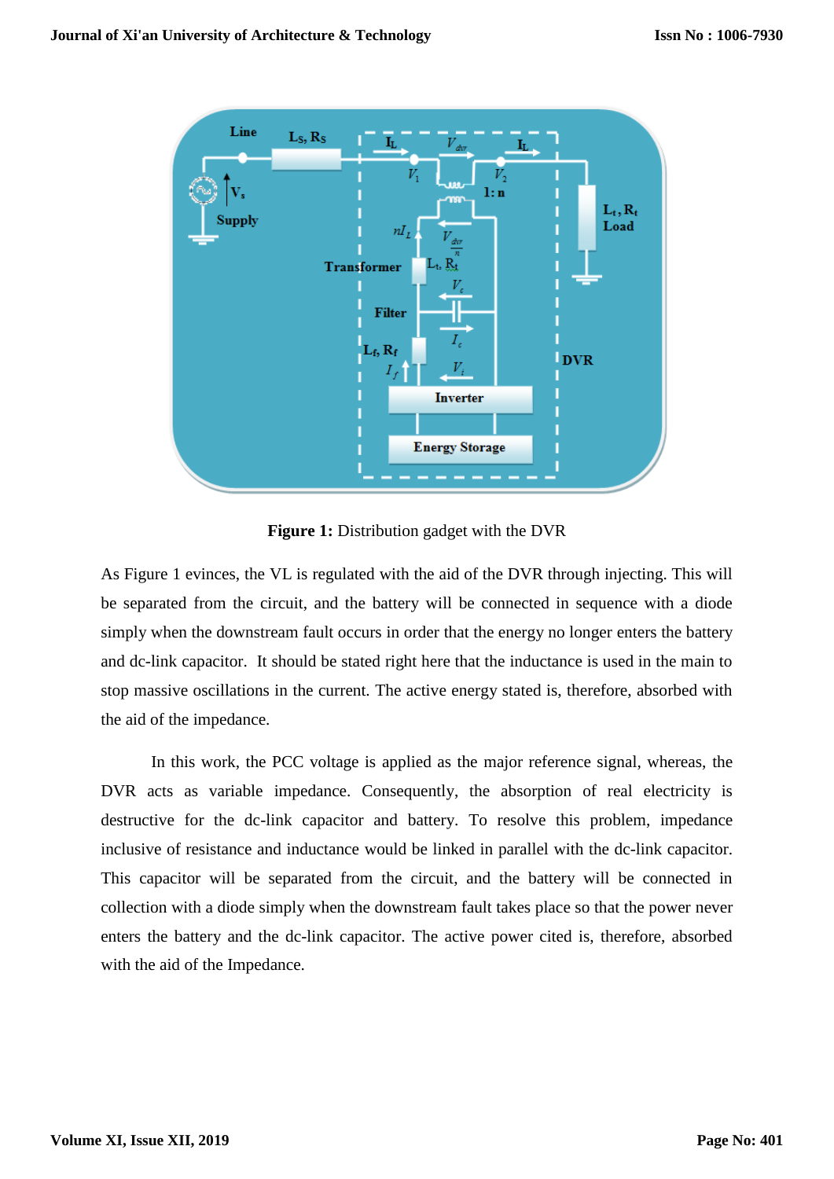**Figure 1:** Distribution gadget with the DVR

As Figure 1 evinces, the VL is regulated with the aid of the DVR through injecting. This will be separated from the circuit, and the battery will be connected in sequence with a diode simply when the downstream fault occurs in order that the energy no longer enters the battery and dc-link capacitor. It should be stated right here that the inductance is used in the main to stop massive oscillations in the current. The active energy stated is, therefore, absorbed with the aid of the impedance.

In this work, the PCC voltage is applied as the major reference signal, whereas, the DVR acts as variable impedance. Consequently, the absorption of real electricity is destructive for the dc-link capacitor and battery. To resolve this problem, impedance inclusive of resistance and inductance would be linked in parallel with the dc-link capacitor. This capacitor will be separated from the circuit, and the battery will be connected in collection with a diode simply when the downstream fault takes place so that the power never enters the battery and the dc-link capacitor. The active power cited is, therefore, absorbed with the aid of the Impedance.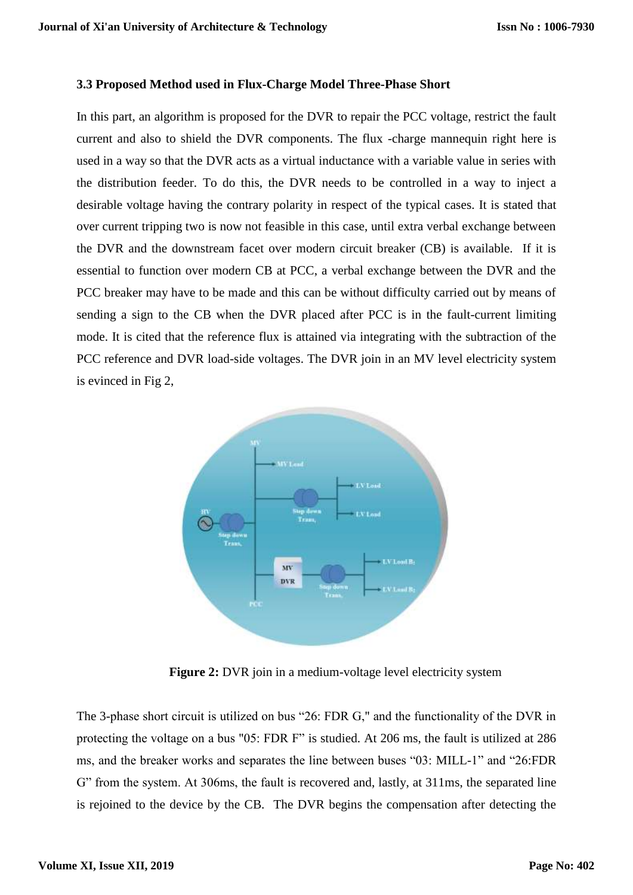### 3.3 Proposed Method used in Flux-Charge Model Three-Phase Short

In this part, an algorithm is proposed for the DVR to repair the PCC voltage, restrict the fault current and also to shield the DVR components. The flux -charge mannequin right here is used in a way so that the DVR acts as a virtual inductance with a variable value in series with the distribution feeder. To do this, the DVR needs to be controlled in a way to inject a desirable voltage having the contrary polarity in respect of the typical cases. It is stated that over current tripping two is now not feasible in this case, until extra verbal exchange between the DVR and the downstream facet over modern circuit breaker (CB) is available. If it is essential to function over modern CB at PCC, a verbal exchange between the DVR and the PCC breaker may have to be made and this can be without difficulty carried out by means of sending a sign to the CB when the DVR placed after PCC is in the fault-current limiting mode. It is cited that the reference flux is attained via integrating with the subtraction of the PCC reference and DVR load-side voltages. The DVR join in an MV level electricity system is evinced in Fig 2,

**Figure 2:** DVR join in a medium-voltage level electricity system

The 3-phase short circuit is utilized on bus "26: FDR G," and the functionality of the DVR in protecting the voltage on a bus "05: FDR F" is studied. At 206 ms, the fault is utilized at 286 ms, and the breaker works and separates the line between buses "03: MILL-1" and "26:FDR G" from the system. At 306ms, the fault is recovered and, lastly, at 311ms, the separated line is rejoined to the device by the CB. The DVR begins the compensation after detecting the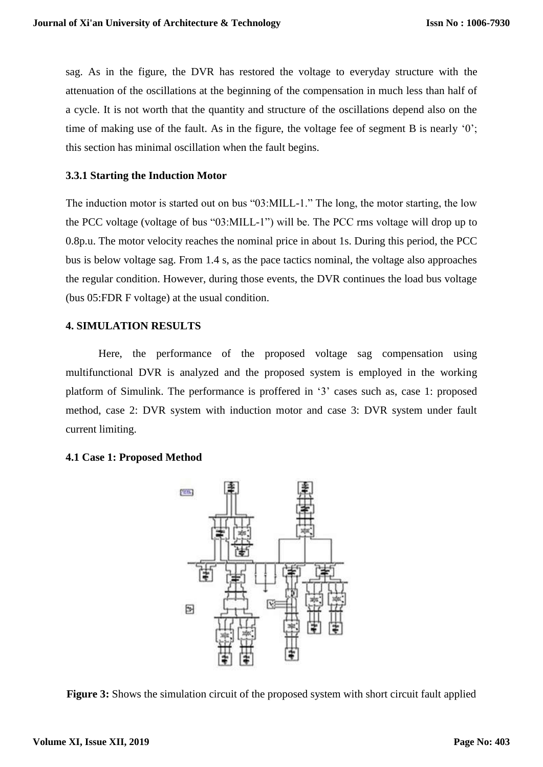sag. As in the figure, the DVR has restored the voltage to everyday structure with the attenuation of the oscillations at the beginning of the compensation in much less than half of a cycle. It is not worth that the quantity and structure of the oscillations depend also on the time of making use of the fault. As in the figure, the voltage fee of segment B is nearly '0'; this section has minimal oscillation when the fault begins.

### 3.3.1 Starting the Induction Motor

The induction motor is started out on bus "03:MILL-1." The long, the motor starting, the low the PCC voltage (voltage of bus "03:MILL-1") will be. The PCC rms voltage will drop up to 0.8p.u. The motor velocity reaches the nominal price in about 1s. During this period, the PCC bus is below voltage sag. From 1.4 s, as the pace tactics nominal, the voltage also approaches the regular condition. However, during those events, the DVR continues the load bus voltage (bus 05:FDR F voltage) at the usual condition.

## 4. SIMULATION RESULTS

Here, the performance of the proposed voltage sag compensation using multifunctional DVR is analyzed and the proposed system is employed in the working platform of Simulink. The performance is proffered in '3' cases such as, case 1: proposed method, case 2: DVR system with induction motor and case 3: DVR system under fault current limiting.

### 4.1 Case 1: Proposed Method

**Figure 3:** Shows the simulation circuit of the proposed system with short circuit fault applied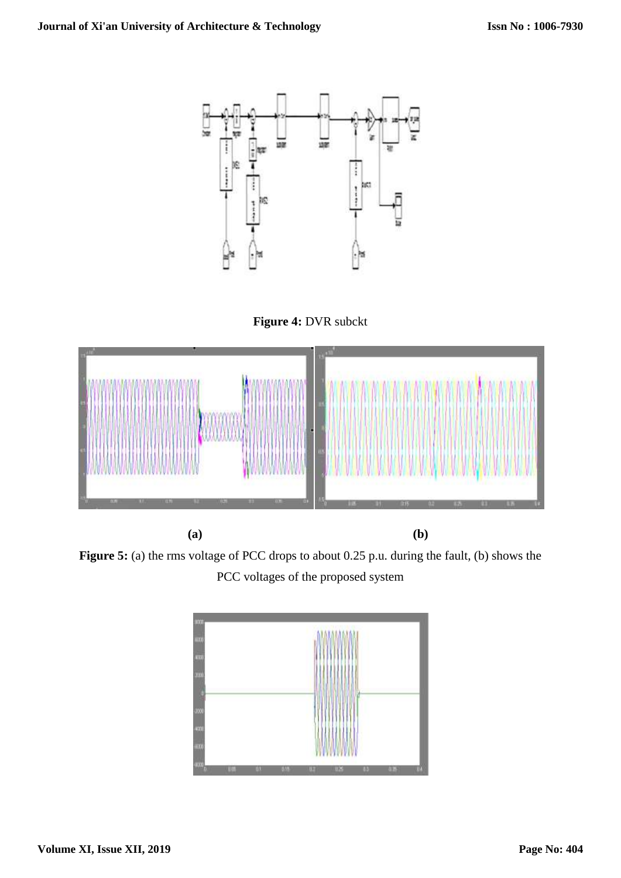**Figure 4:** DVR subckt

(a) (b)

**Figure 5:** (a) the rms voltage of PCC drops to about 0.25 p.u. during the fault, (b) shows the PCC voltages of the proposed system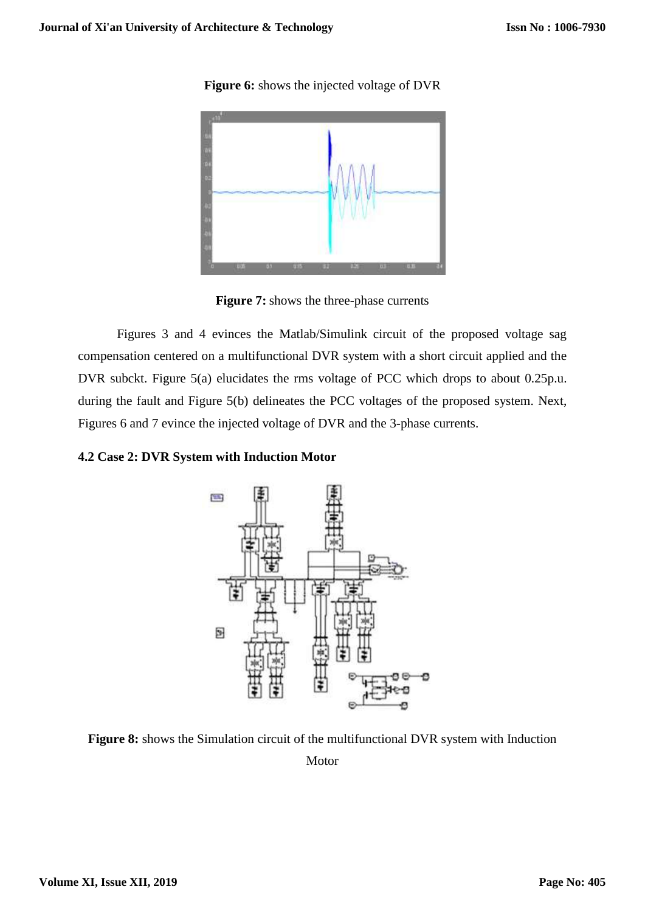**Figure 6:** shows the injected voltage of DVR

**Figure 7:** shows the three-phase currents

Figures 3 and 4 evinces the Matlab/Simulink circuit of the proposed voltage sag compensation centered on a multifunctional DVR system with a short circuit applied and the DVR subckt. Figure 5(a) elucidates the rms voltage of PCC which drops to about 0.25p.u. during the fault and Figure 5(b) delineates the PCC voltages of the proposed system. Next, Figures 6 and 7 evince the injected voltage of DVR and the 3-phase currents.

### 4.2 Case 2: DVR System with Induction Motor

**Figure 8:** shows the Simulation circuit of the multifunctional DVR system with Induction Motor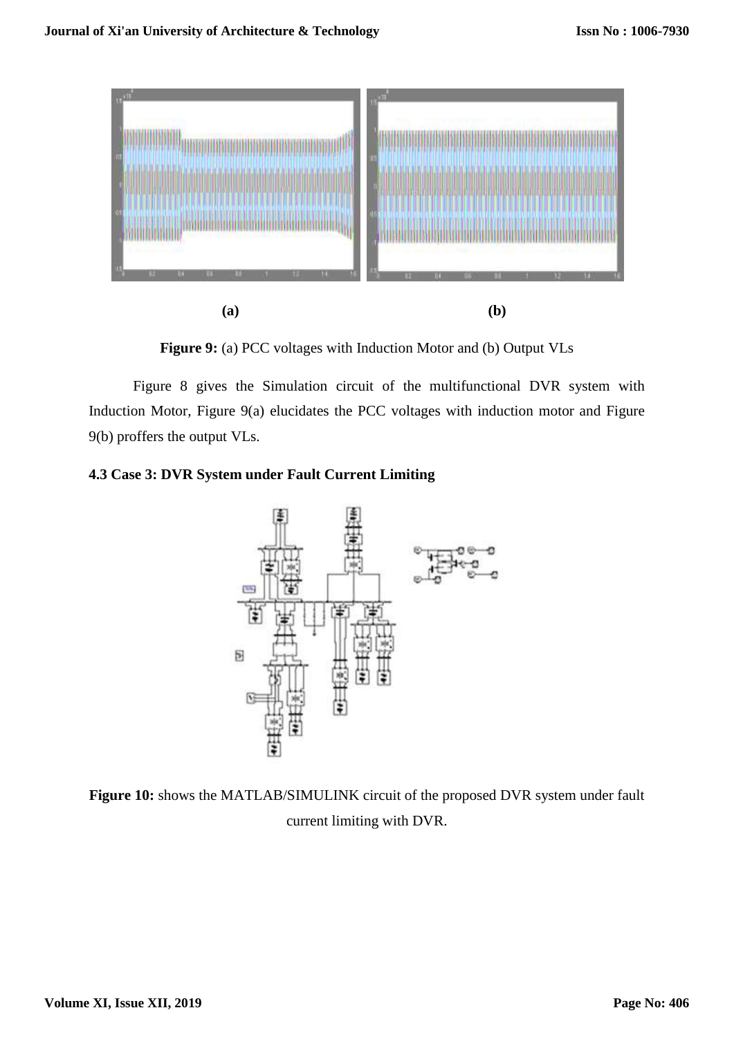**(a)** **(b)**

**Figure 9:** (a) PCC voltages with Induction Motor and (b) Output VLs

Figure 8 gives the Simulation circuit of the multifunctional DVR system with Induction Motor, Figure 9(a) elucidates the PCC voltages with induction motor and Figure 9(b) proffers the output VLs.

### 4.3 Case 3: DVR System under Fault Current Limiting

**Figure 10:** shows the MATLAB/SIMULINK circuit of the proposed DVR system under fault current limiting with DVR.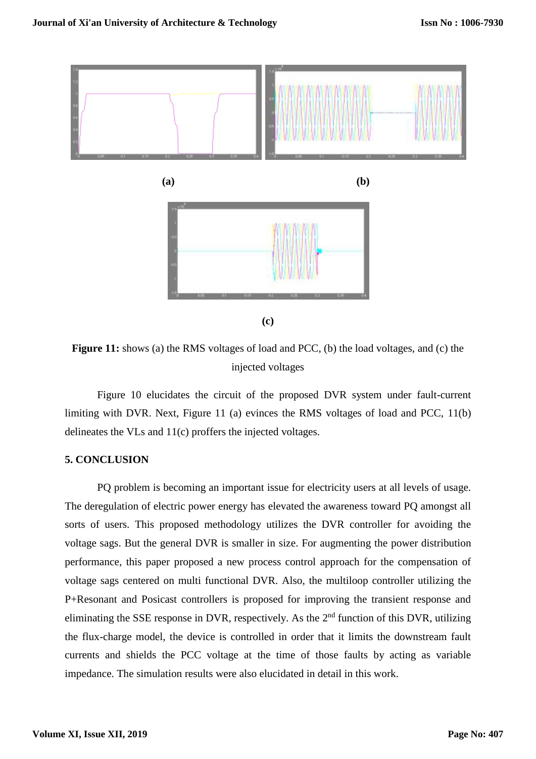**(a)** **(b)**

**(c)**

**Figure 11:** shows (a) the RMS voltages of load and PCC, (b) the load voltages, and (c) the injected voltages

Figure 10 elucidates the circuit of the proposed DVR system under fault-current limiting with DVR. Next, Figure 11 (a) evinces the RMS voltages of load and PCC, 11(b) delineates the VLs and 11(c) proffers the injected voltages.

## 5. CONCLUSION

PQ problem is becoming an important issue for electricity users at all levels of usage. The deregulation of electric power energy has elevated the awareness toward PQ amongst all sorts of users. This proposed methodology utilizes the DVR controller for avoiding the voltage sags. But the general DVR is smaller in size. For augmenting the power distribution performance, this paper proposed a new process control approach for the compensation of voltage sags centered on multi functional DVR. Also, the multiloop controller utilizing the P+Resonant and Posicast controllers is proposed for improving the transient response and eliminating the SSE response in DVR, respectively. As the 2nd function of this DVR, utilizing the flux-charge model, the device is controlled in order that it limits the downstream fault currents and shields the PCC voltage at the time of those faults by acting as variable impedance. The simulation results were also elucidated in detail in this work.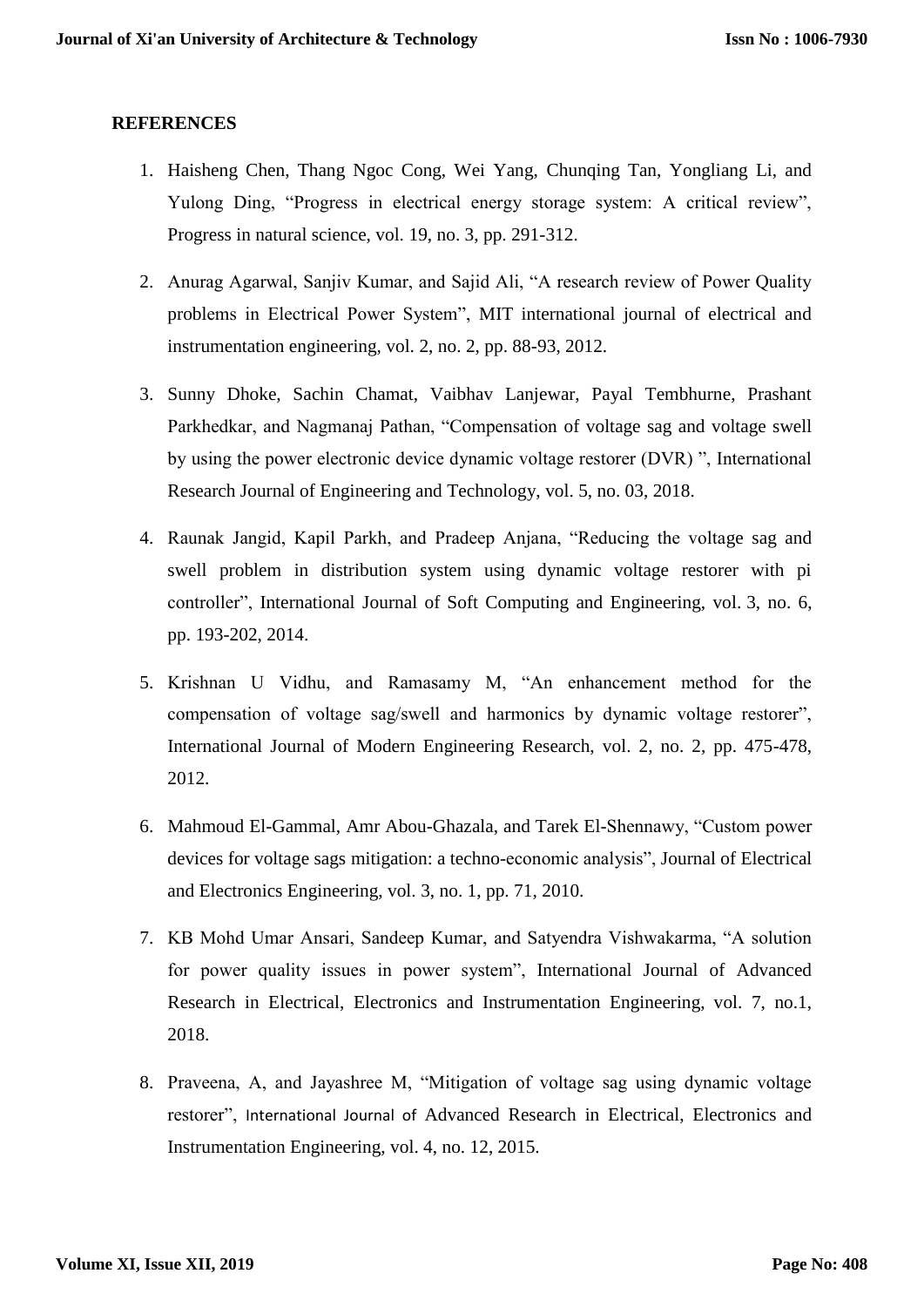## REFERENCES

1. Haisheng Chen, Thang Ngoc Cong, Wei Yang, Chunqing Tan, Yongliang Li, and Yulong Ding, "Progress in electrical energy storage system: A critical review", Progress in natural science, vol. 19, no. 3, pp. 291-312.

2. Anurag Agarwal, Sanjiv Kumar, and Sajid Ali, "A research review of Power Quality problems in Electrical Power System", MIT international journal of electrical and instrumentation engineering, vol. 2, no. 2, pp. 88-93, 2012.

3. Sunny Dhoke, Sachin Chamat, Vaibhav Lanjewar, Payal Tembhurne, Prashant Parkhedkar, and Nagmanaj Pathan, "Compensation of voltage sag and voltage swell by using the power electronic device dynamic voltage restorer (DVR) ", International Research Journal of Engineering and Technology, vol. 5, no. 03, 2018.

4. Raunak Jangid, Kapil Parkh, and Pradeep Anjana, "Reducing the voltage sag and swell problem in distribution system using dynamic voltage restorer with pi controller", International Journal of Soft Computing and Engineering, vol. 3, no. 6, pp. 193-202, 2014.

5. Krishnan U Vidhu, and Ramasamy M, "An enhancement method for the compensation of voltage sag/swell and harmonics by dynamic voltage restorer", International Journal of Modern Engineering Research, vol. 2, no. 2, pp. 475-478, 2012.

6. Mahmoud El-Gammal, Amr Abou-Ghazala, and Tarek El-Shennawy, "Custom power devices for voltage sags mitigation: a techno-economic analysis", Journal of Electrical and Electronics Engineering, vol. 3, no. 1, pp. 71, 2010.

7. KB Mohd Umar Ansari, Sandeep Kumar, and Satyendra Vishwakarma, "A solution for power quality issues in power system", International Journal of Advanced Research in Electrical, Electronics and Instrumentation Engineering, vol. 7, no.1, 2018.

8. Praveena, A, and Jayashree M, "Mitigation of voltage sag using dynamic voltage restorer", International Journal of Advanced Research in Electrical, Electronics and Instrumentation Engineering, vol. 4, no. 12, 2015.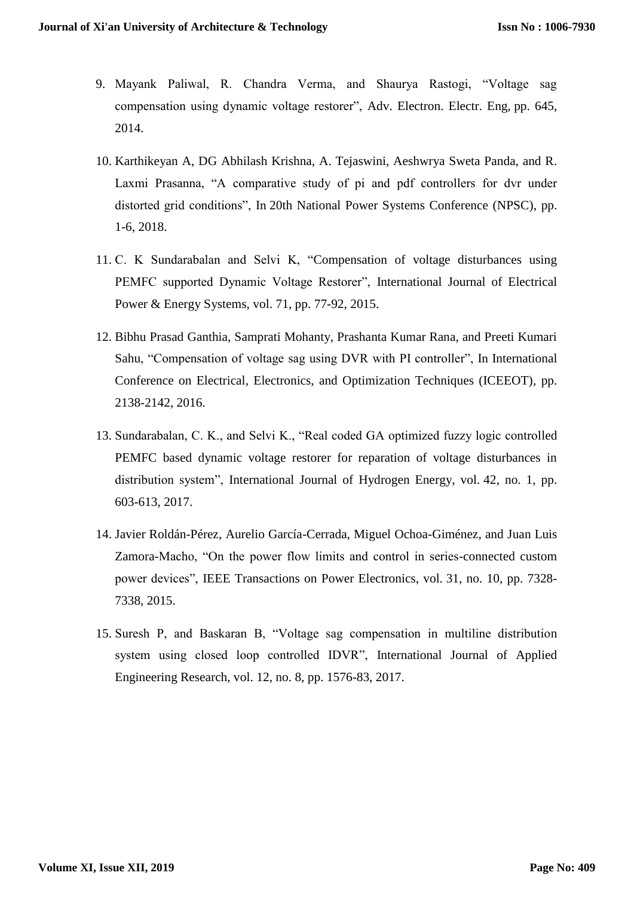9. Mayank Paliwal, R. Chandra Verma, and Shaurya Rastogi, "Voltage sag compensation using dynamic voltage restorer", Adv. Electron. Electr. Eng, pp. 645, 2014.

10. Karthikeyan A, DG Abhilash Krishna, A. Tejaswini, Aeshwrya Sweta Panda, and R. Laxmi Prasanna, "A comparative study of pi and pdf controllers for dvr under distorted grid conditions", In 20th National Power Systems Conference (NPSC), pp. 1-6, 2018.

11. C. K Sundarabalan and Selvi K, "Compensation of voltage disturbances using PEMFC supported Dynamic Voltage Restorer", International Journal of Electrical Power & Energy Systems, vol. 71, pp. 77-92, 2015.

12. Bibhu Prasad Ganthia, Samprati Mohanty, Prashanta Kumar Rana, and Preeti Kumari Sahu, "Compensation of voltage sag using DVR with PI controller", In International Conference on Electrical, Electronics, and Optimization Techniques (ICEEOT), pp. 2138-2142, 2016.

13. Sundarabalan, C. K., and Selvi K., "Real coded GA optimized fuzzy logic controlled PEMFC based dynamic voltage restorer for reparation of voltage disturbances in distribution system", International Journal of Hydrogen Energy, vol. 42, no. 1, pp. 603-613, 2017.

14. Javier Roldán-Pérez, Aurelio García-Cerrada, Miguel Ochoa-Giménez, and Juan Luis Zamora-Macho, "On the power flow limits and control in series-connected custom power devices", IEEE Transactions on Power Electronics, vol. 31, no. 10, pp. 7328-7338, 2015.

15. Suresh P, and Baskaran B, "Voltage sag compensation in multiline distribution system using closed loop controlled IDVR", International Journal of Applied Engineering Research, vol. 12, no. 8, pp. 1576-83, 2017.